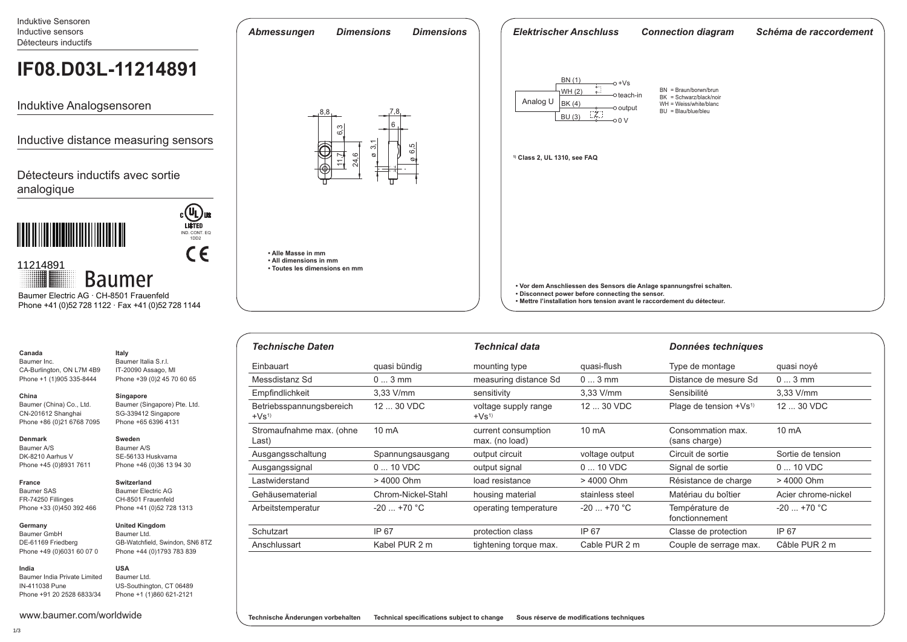Induktive Sensoren
Inductive sensors
Détecteurs inductifs

# IF08.D03L-11214891

## Induktive Analogsensoren

## Inductive distance measuring sensors

## Détecteurs inductifs avec sortie analogique

c UL us LISTED IND. CONT. EQ 1DD2

CE

11214891

Baumer

Baumer Electric AG · CH-8501 Frauenfeld
Phone +41 (0)52 728 1122 · Fax +41 (0)52 728 1144

### *Abmessungen* *Dimensions* *Dimensions*

8,8 · 7,8 · 6 · 6,3 · ø 3,1 · 11,7 · 24,6 · ø 6,5

- **Alle Masse in mm**
- **All dimensions in mm**
- **Toutes les dimensions en mm**

### *Elektrischer Anschluss* *Connection diagram* *Schéma de raccordement*

Analog U
- BN (1) — +Vs
- WH (2) — teach-in
- BK (4) — output
- BU (3) — 0 V

BN = Braun/borwn/brun
BK = Schwarz/black/noir
WH = Weiss/white/blanc
BU = Blau/blue/bleu

**1) Class 2, UL 1310, see FAQ**

- **Vor dem Anschliessen des Sensors die Anlage spannungsfrei schalten.**
- **Disconnect power before connecting the sensor.**
- **Mettre l'installation hors tension avant le raccordement du détecteur.**

**Canada**
Baumer Inc.
CA-Burlington, ON L7M 4B9
Phone +1 (1)905 335-8444

**Italy**
Baumer Italia S.r.l.
IT-20090 Assago, MI
Phone +39 (0)2 45 70 60 65

**China**
Baumer (China) Co., Ltd.
CN-201612 Shanghai
Phone +86 (0)21 6768 7095

**Singapore**
Baumer (Singapore) Pte. Ltd.
SG-339412 Singapore
Phone +65 6396 4131

**Denmark**
Baumer A/S
DK-8210 Aarhus V
Phone +45 (0)8931 7611

**Sweden**
Baumer A/S
SE-56133 Huskvarna
Phone +46 (0)36 13 94 30

**France**
Baumer SAS
FR-74250 Fillinges
Phone +33 (0)450 392 466

**Switzerland**
Baumer Electric AG
CH-8501 Frauenfeld
Phone +41 (0)52 728 1313

**Germany**
Baumer GmbH
DE-61169 Friedberg
Phone +49 (0)6031 60 07 0

**United Kingdom**
Baumer Ltd.
GB-Watchfield, Swindon, SN6 8TZ
Phone +44 (0)1793 783 839

**India**
Baumer India Private Limited
IN-411038 Pune
Phone +91 20 2528 6833/34

**USA**
Baumer Ltd.
US-Southington, CT 06489
Phone +1 (1)860 621-2121

www.baumer.com/worldwide

| *Technische Daten* | | *Technical data* | | *Données techniques* | |
|---|---|---|---|---|---|
| Einbauart | quasi bündig | mounting type | quasi-flush | Type de montage | quasi noyé |
| Messdistanz Sd | 0 ... 3 mm | measuring distance Sd | 0 ... 3 mm | Distance de mesure Sd | 0 ... 3 mm |
| Empfindlichkeit | 3,33 V/mm | sensitivity | 3,33 V/mm | Sensibilité | 3,33 V/mm |
| Betriebsspannungsbereich +Vs[1] | 12 ... 30 VDC | voltage supply range +Vs[1] | 12 ... 30 VDC | Plage de tension +Vs[1] | 12 ... 30 VDC |
| Stromaufnahme max. (ohne Last) | 10 mA | current consumption max. (no load) | 10 mA | Consommation max. (sans charge) | 10 mA |
| Ausgangsschaltung | Spannungsausgang | output circuit | voltage output | Circuit de sortie | Sortie de tension |
| Ausgangssignal | 0 ... 10 VDC | output signal | 0 ... 10 VDC | Signal de sortie | 0 ... 10 VDC |
| Lastwiderstand | > 4000 Ohm | load resistance | > 4000 Ohm | Résistance de charge | > 4000 Ohm |
| Gehäusematerial | Chrom-Nickel-Stahl | housing material | stainless steel | Matériau du boîtier | Acier chrome-nickel |
| Arbeitstemperatur | -20 ... +70 °C | operating temperature | -20 ... +70 °C | Température de fonctionnement | -20 ... +70 °C |
| Schutzart | IP 67 | protection class | IP 67 | Classe de protection | IP 67 |
| Anschlussart | Kabel PUR 2 m | tightening torque max. | Cable PUR 2 m | Couple de serrage max. | Câble PUR 2 m |

**Technische Änderungen vorbehalten** **Technical specifications subject to change** **Sous réserve de modifications techniques**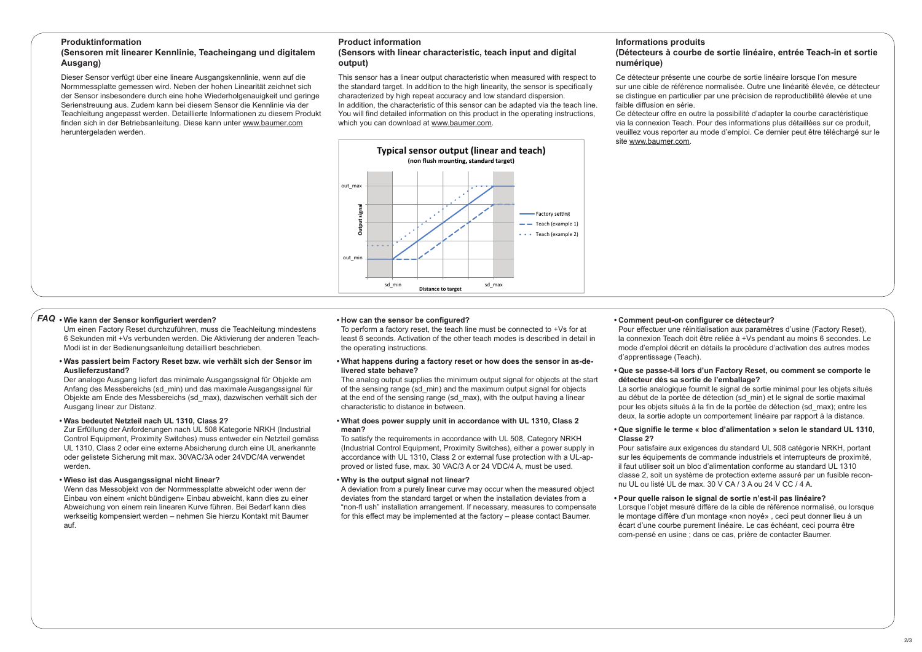## Produktinformation

### (Sensoren mit linearer Kennlinie, Teacheingang und digitalem Ausgang)

Dieser Sensor verfügt über eine lineare Ausgangskennlinie, wenn auf die Normmessplatte gemessen wird. Neben der hohen Linearität zeichnet sich der Sensor insbesondere durch eine hohe Wiederholgenauigkeit und geringe Serienstreuung aus. Zudem kann bei diesem Sensor die Kennlinie via der Teachleitung angepasst werden. Detaillierte Informationen zu diesem Produkt finden sich in der Betriebsanleitung. Diese kann unter www.baumer.com heruntergeladen werden.

## Product information

### (Sensors with linear characteristic, teach input and digital output)

This sensor has a linear output characteristic when measured with respect to the standard target. In addition to the high linearity, the sensor is specifically characterized by high repeat accuracy and low standard dispersion.
In addition, the characteristic of this sensor can be adapted via the teach line. You will find detailed information on this product in the operating instructions, which you can download at www.baumer.com.

**Typical sensor output (linear and teach)**
(non flush mounting, standard target)

Output signal: out_min, out_max — Distance to target: sd_min, sd_max — Factory setting, Teach (example 1), Teach (example 2)

## Informations produits

### (Détecteurs à courbe de sortie linéaire, entrée Teach-in et sortie numérique)

Ce détecteur présente une courbe de sortie linéaire lorsque l'on mesure sur une cible de référence normalisée. Outre une linéarité élevée, ce détecteur se distingue en particulier par une précision de reproductibilité élevée et une faible diffusion en série.
Ce détecteur offre en outre la possibilité d'adapter la courbe caractéristique via la connexion Teach. Pour des informations plus détaillées sur ce produit, veuillez vous reporter au mode d'emploi. Ce dernier peut être téléchargé sur le site www.baumer.com.

## FAQ

- **Wie kann der Sensor konfiguriert werden?**
  Um einen Factory Reset durchzuführen, muss die Teachleitung mindestens 6 Sekunden mit +Vs verbunden werden. Die Aktivierung der anderen Teach-Modi ist in der Bedienungsanleitung detailliert beschrieben.

- **Was passiert beim Factory Reset bzw. wie verhält sich der Sensor im Auslieferzustand?**
  Der analoge Ausgang liefert das minimale Ausgangssignal für Objekte am Anfang des Messbereichs (sd_min) und das maximale Ausgangssignal für Objekte am Ende des Messbereichs (sd_max), dazwischen verhält sich der Ausgang linear zur Distanz.

- **Was bedeutet Netzteil nach UL 1310, Class 2?**
  Zur Erfüllung der Anforderungen nach UL 508 Kategorie NRKH (Industrial Control Equipment, Proximity Switches) muss entweder ein Netzteil gemäss UL 1310, Class 2 oder eine externe Absicherung durch eine UL anerkannte oder gelistete Sicherung mit max. 30VAC/3A oder 24VDC/4A verwendet werden.

- **Wieso ist das Ausgangssignal nicht linear?**
  Wenn das Messobjekt von der Normmessplatte abweicht oder wenn der Einbau von einem «nicht bündigen» Einbau abweicht, kann dies zu einer Abweichung von einem rein linearen Kurve führen. Bei Bedarf kann dies werkseitig kompensiert werden – nehmen Sie hierzu Kontakt mit Baumer auf.

- **How can the sensor be configured?**
  To perform a factory reset, the teach line must be connected to +Vs for at least 6 seconds. Activation of the other teach modes is described in detail in the operating instructions.

- **What happens during a factory reset or how does the sensor in as-delivered state behave?**
  The analog output supplies the minimum output signal for objects at the start of the sensing range (sd_min) and the maximum output signal for objects at the end of the sensing range (sd_max), with the output having a linear characteristic to distance in between.

- **What does power supply unit in accordance with UL 1310, Class 2 mean?**
  To satisfy the requirements in accordance with UL 508, Category NRKH (Industrial Control Equipment, Proximity Switches), either a power supply in accordance with UL 1310, Class 2 or external fuse protection with a UL-approved or listed fuse, max. 30 VAC/3 A or 24 VDC/4 A, must be used.

- **Why is the output signal not linear?**
  A deviation from a purely linear curve may occur when the measured object deviates from the standard target or when the installation deviates from a "non-fl ush" installation arrangement. If necessary, measures to compensate for this effect may be implemented at the factory – please contact Baumer.

- **Comment peut-on configurer ce détecteur?**
  Pour effectuer une réinitialisation aux paramètres d'usine (Factory Reset), la connexion Teach doit être reliée à +Vs pendant au moins 6 secondes. Le mode d'emploi décrit en détails la procédure d'activation des autres modes d'apprentissage (Teach).

- **Que se passe-t-il lors d'un Factory Reset, ou comment se comporte le détecteur dès sa sortie de l'emballage?**
  La sortie analogique fournit le signal de sortie minimal pour les objets situés au début de la portée de détection (sd_min) et le signal de sortie maximal pour les objets situés à la fin de la portée de détection (sd_max); entre les deux, la sortie adopte un comportement linéaire par rapport à la distance.

- **Que signifie le terme « bloc d'alimentation » selon le standard UL 1310, Classe 2?**
  Pour satisfaire aux exigences du standard UL 508 catégorie NRKH, portant sur les équipements de commande industriels et interrupteurs de proximité, il faut utiliser soit un bloc d'alimentation conforme au standard UL 1310 classe 2, soit un système de protection externe assuré par un fusible reconnu UL ou listé UL de max. 30 V CA / 3 A ou 24 V CC / 4 A.

- **Pour quelle raison le signal de sortie n'est-il pas linéaire?**
  Lorsque l'objet mesuré diffère de la cible de référence normalisé, ou lorsque le montage diffère d'un montage «non noyé» , ceci peut donner lieu à un écart d'une courbe purement linéaire. Le cas échéant, ceci pourra être com-pensé en usine ; dans ce cas, prière de contacter Baumer.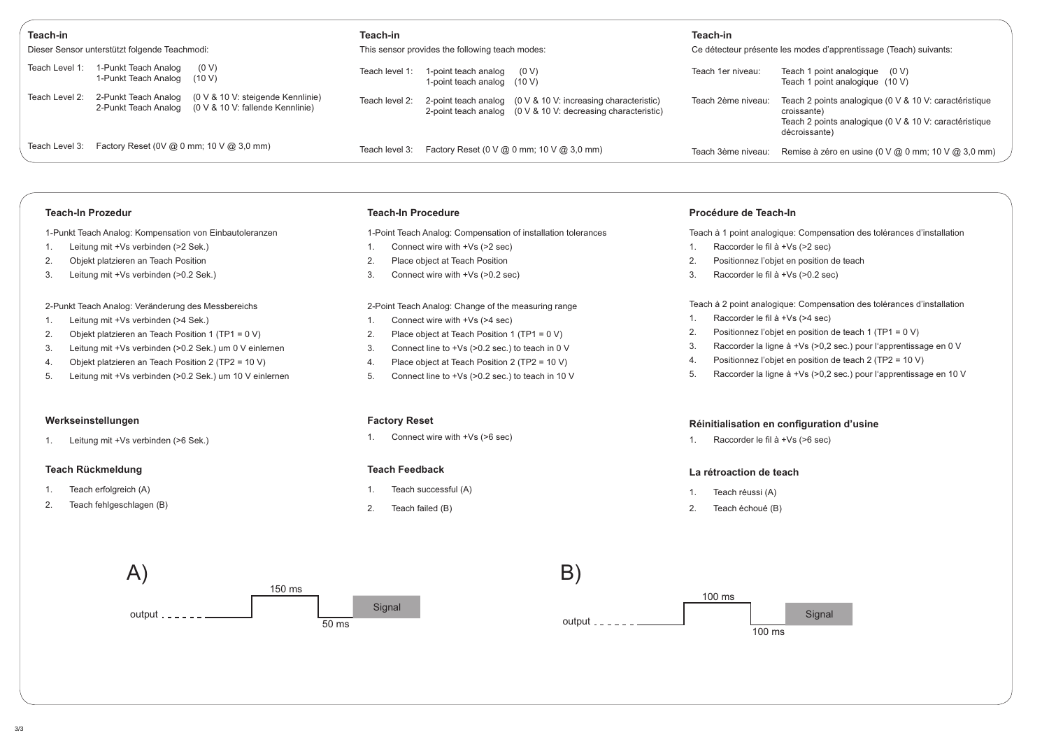## Teach-in

Dieser Sensor unterstützt folgende Teachmodi:

| | | |
|---|---|---|
| Teach Level 1: | 1-Punkt Teach Analog<br>1-Punkt Teach Analog | (0 V)<br>(10 V) |
| Teach Level 2: | 2-Punkt Teach Analog<br>2-Punkt Teach Analog | (0 V & 10 V: steigende Kennlinie)<br>(0 V & 10 V: fallende Kennlinie) |
| Teach Level 3: | Factory Reset (0V @ 0 mm; 10 V @ 3,0 mm) | |

## Teach-in

This sensor provides the following teach modes:

| | | |
|---|---|---|
| Teach level 1: | 1-point teach analog<br>1-point teach analog | (0 V)<br>(10 V) |
| Teach level 2: | 2-point teach analog<br>2-point teach analog | (0 V & 10 V: increasing characteristic)<br>(0 V & 10 V: decreasing characteristic) |
| Teach level 3: | Factory Reset (0 V @ 0 mm; 10 V @ 3,0 mm) | |

## Teach-in

Ce détecteur présente les modes d'apprentissage (Teach) suivants:

| | |
|---|---|
| Teach 1er niveau: | Teach 1 point analogique (0 V)<br>Teach 1 point analogique (10 V) |
| Teach 2ème niveau: | Teach 2 points analogique (0 V & 10 V: caractéristique croissante)<br>Teach 2 points analogique (0 V & 10 V: caractéristique décroissante) |
| Teach 3ème niveau: | Remise à zéro en usine (0 V @ 0 mm; 10 V @ 3,0 mm) |

### Teach-In Prozedur

1-Punkt Teach Analog: Kompensation von Einbautoleranzen

1. Leitung mit +Vs verbinden (>2 Sek.)
2. Objekt platzieren an Teach Position
3. Leitung mit +Vs verbinden (>0.2 Sek.)

2-Punkt Teach Analog: Veränderung des Messbereichs

1. Leitung mit +Vs verbinden (>4 Sek.)
2. Objekt platzieren an Teach Position 1 (TP1 = 0 V)
3. Leitung mit +Vs verbinden (>0.2 Sek.) um 0 V einlernen
4. Objekt platzieren an Teach Position 2 (TP2 = 10 V)
5. Leitung mit +Vs verbinden (>0.2 Sek.) um 10 V einlernen

### Werkseinstellungen

1. Leitung mit +Vs verbinden (>6 Sek.)

### Teach Rückmeldung

1. Teach erfolgreich (A)
2. Teach fehlgeschlagen (B)

### Teach-In Procedure

1-Point Teach Analog: Compensation of installation tolerances

1. Connect wire with +Vs (>2 sec)
2. Place object at Teach Position
3. Connect wire with +Vs (>0.2 sec)

2-Point Teach Analog: Change of the measuring range

1. Connect wire with +Vs (>4 sec)
2. Place object at Teach Position 1 (TP1 = 0 V)
3. Connect line to +Vs (>0.2 sec.) to teach in 0 V
4. Place object at Teach Position 2 (TP2 = 10 V)
5. Connect line to +Vs (>0.2 sec.) to teach in 10 V

### Factory Reset

1. Connect wire with +Vs (>6 sec)

### Teach Feedback

1. Teach successful (A)
2. Teach failed (B)

### Procédure de Teach-In

Teach à 1 point analogique: Compensation des tolérances d'installation

1. Raccorder le fil à +Vs (>2 sec)
2. Positionnez l'objet en position de teach
3. Raccorder le fil à +Vs (>0.2 sec)

Teach à 2 point analogique: Compensation des tolérances d'installation

1. Raccorder le fil à +Vs (>4 sec)
2. Positionnez l'objet en position de teach 1 (TP1 = 0 V)
3. Raccorder la ligne à +Vs (>0,2 sec.) pour l'apprentissage en 0 V
4. Positionnez l'objet en position de teach 2 (TP2 = 10 V)
5. Raccorder la ligne à +Vs (>0,2 sec.) pour l'apprentissage en 10 V

### Réinitialisation en configuration d'usine

1. Raccorder le fil à +Vs (>6 sec)

### La rétroaction de teach

1. Teach réussi (A)
2. Teach échoué (B)

A)

output

150 ms

50 ms

Signal

B)

output

100 ms

100 ms

Signal